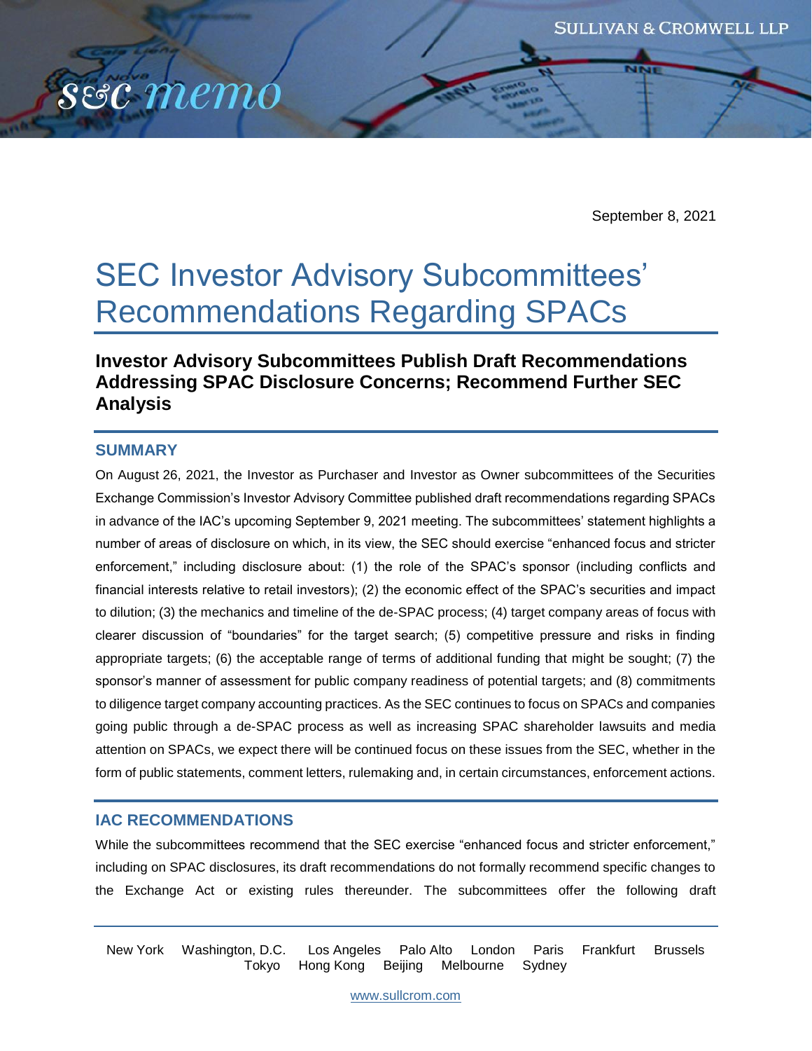SULLIVAN & CROMWELL LLP

S&C memo

September 8, 2021

# SEC Investor Advisory Subcommittees' Recommendations Regarding SPACs

## Investor Advisory Subcommittees Publish Draft Recommendations Addressing SPAC Disclosure Concerns; Recommend Further SEC Analysis

### SUMMARY

On August 26, 2021, the Investor as Purchaser and Investor as Owner subcommittees of the Securities Exchange Commission's Investor Advisory Committee published draft recommendations regarding SPACs in advance of the IAC's upcoming September 9, 2021 meeting. The subcommittees' statement highlights a number of areas of disclosure on which, in its view, the SEC should exercise "enhanced focus and stricter enforcement," including disclosure about: (1) the role of the SPAC's sponsor (including conflicts and financial interests relative to retail investors); (2) the economic effect of the SPAC's securities and impact to dilution; (3) the mechanics and timeline of the de-SPAC process; (4) target company areas of focus with clearer discussion of "boundaries" for the target search; (5) competitive pressure and risks in finding appropriate targets; (6) the acceptable range of terms of additional funding that might be sought; (7) the sponsor's manner of assessment for public company readiness of potential targets; and (8) commitments to diligence target company accounting practices. As the SEC continues to focus on SPACs and companies going public through a de-SPAC process as well as increasing SPAC shareholder lawsuits and media attention on SPACs, we expect there will be continued focus on these issues from the SEC, whether in the form of public statements, comment letters, rulemaking and, in certain circumstances, enforcement actions.

### IAC RECOMMENDATIONS

While the subcommittees recommend that the SEC exercise "enhanced focus and stricter enforcement," including on SPAC disclosures, its draft recommendations do not formally recommend specific changes to the Exchange Act or existing rules thereunder. The subcommittees offer the following draft

New York Washington, D.C. Los Angeles Palo Alto London Paris Frankfurt Brussels Tokyo Hong Kong Beijing Melbourne Sydney

www.sullcrom.com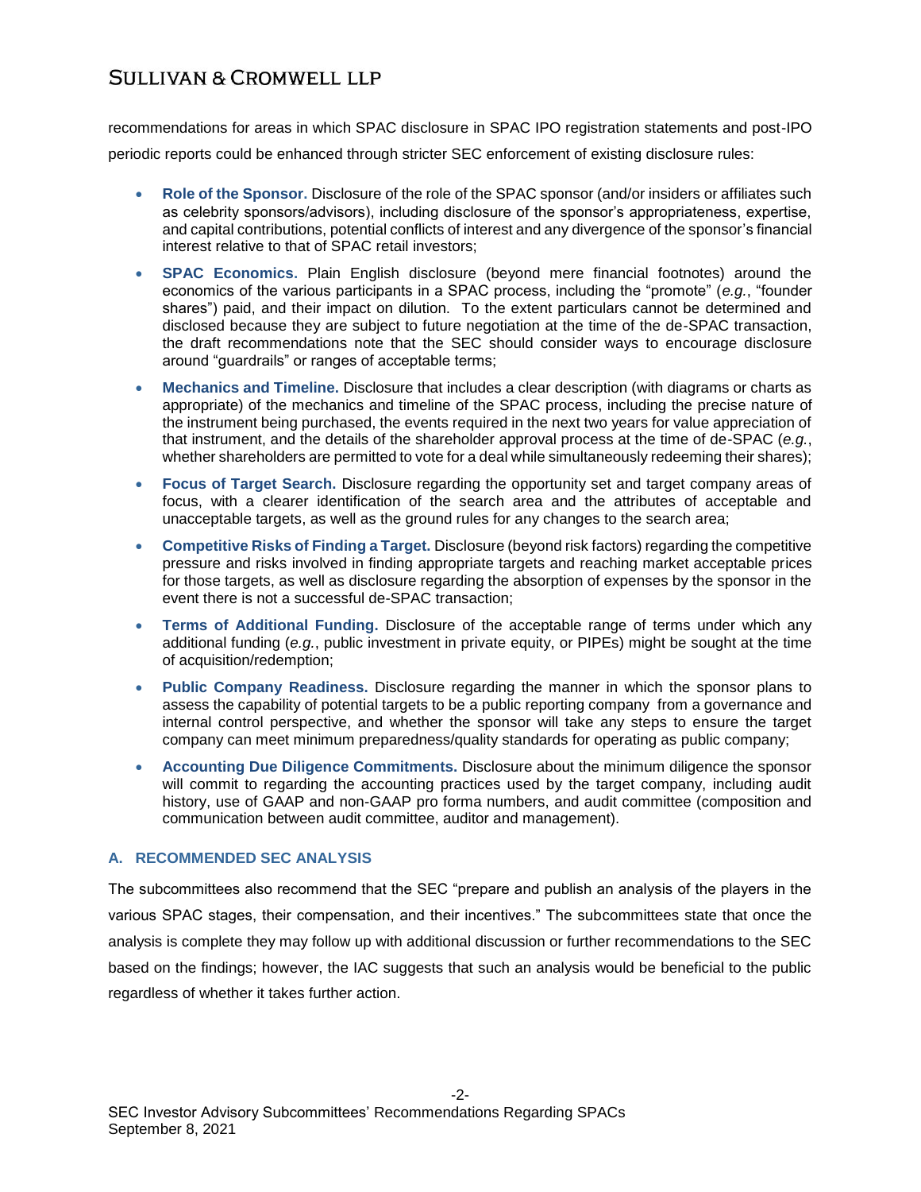recommendations for areas in which SPAC disclosure in SPAC IPO registration statements and post-IPO periodic reports could be enhanced through stricter SEC enforcement of existing disclosure rules:

- **Role of the Sponsor.** Disclosure of the role of the SPAC sponsor (and/or insiders or affiliates such as celebrity sponsors/advisors), including disclosure of the sponsor's appropriateness, expertise, and capital contributions, potential conflicts of interest and any divergence of the sponsor's financial interest relative to that of SPAC retail investors;
- **SPAC Economics.** Plain English disclosure (beyond mere financial footnotes) around the economics of the various participants in a SPAC process, including the "promote" (*e.g.*, "founder shares") paid, and their impact on dilution. To the extent particulars cannot be determined and disclosed because they are subject to future negotiation at the time of the de-SPAC transaction, the draft recommendations note that the SEC should consider ways to encourage disclosure around "guardrails" or ranges of acceptable terms;
- **Mechanics and Timeline.** Disclosure that includes a clear description (with diagrams or charts as appropriate) of the mechanics and timeline of the SPAC process, including the precise nature of the instrument being purchased, the events required in the next two years for value appreciation of that instrument, and the details of the shareholder approval process at the time of de-SPAC (*e.g.*, whether shareholders are permitted to vote for a deal while simultaneously redeeming their shares);
- **Focus of Target Search.** Disclosure regarding the opportunity set and target company areas of focus, with a clearer identification of the search area and the attributes of acceptable and unacceptable targets, as well as the ground rules for any changes to the search area;
- **Competitive Risks of Finding a Target.** Disclosure (beyond risk factors) regarding the competitive pressure and risks involved in finding appropriate targets and reaching market acceptable prices for those targets, as well as disclosure regarding the absorption of expenses by the sponsor in the event there is not a successful de-SPAC transaction;
- **Terms of Additional Funding.** Disclosure of the acceptable range of terms under which any additional funding (*e.g.*, public investment in private equity, or PIPEs) might be sought at the time of acquisition/redemption;
- **Public Company Readiness.** Disclosure regarding the manner in which the sponsor plans to assess the capability of potential targets to be a public reporting company from a governance and internal control perspective, and whether the sponsor will take any steps to ensure the target company can meet minimum preparedness/quality standards for operating as public company;
- **Accounting Due Diligence Commitments.** Disclosure about the minimum diligence the sponsor will commit to regarding the accounting practices used by the target company, including audit history, use of GAAP and non-GAAP pro forma numbers, and audit committee (composition and communication between audit committee, auditor and management).

### A. RECOMMENDED SEC ANALYSIS

The subcommittees also recommend that the SEC "prepare and publish an analysis of the players in the various SPAC stages, their compensation, and their incentives." The subcommittees state that once the analysis is complete they may follow up with additional discussion or further recommendations to the SEC based on the findings; however, the IAC suggests that such an analysis would be beneficial to the public regardless of whether it takes further action.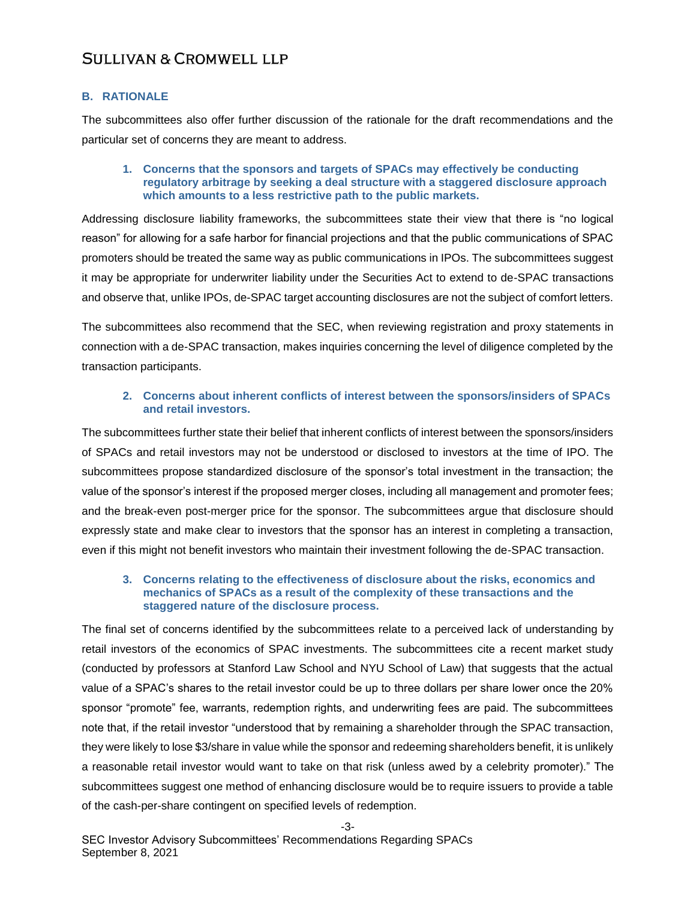## B. RATIONALE

The subcommittees also offer further discussion of the rationale for the draft recommendations and the particular set of concerns they are meant to address.

### 1. Concerns that the sponsors and targets of SPACs may effectively be conducting regulatory arbitrage by seeking a deal structure with a staggered disclosure approach which amounts to a less restrictive path to the public markets.

Addressing disclosure liability frameworks, the subcommittees state their view that there is "no logical reason" for allowing for a safe harbor for financial projections and that the public communications of SPAC promoters should be treated the same way as public communications in IPOs. The subcommittees suggest it may be appropriate for underwriter liability under the Securities Act to extend to de-SPAC transactions and observe that, unlike IPOs, de-SPAC target accounting disclosures are not the subject of comfort letters.

The subcommittees also recommend that the SEC, when reviewing registration and proxy statements in connection with a de-SPAC transaction, makes inquiries concerning the level of diligence completed by the transaction participants.

### 2. Concerns about inherent conflicts of interest between the sponsors/insiders of SPACs and retail investors.

The subcommittees further state their belief that inherent conflicts of interest between the sponsors/insiders of SPACs and retail investors may not be understood or disclosed to investors at the time of IPO. The subcommittees propose standardized disclosure of the sponsor's total investment in the transaction; the value of the sponsor's interest if the proposed merger closes, including all management and promoter fees; and the break-even post-merger price for the sponsor. The subcommittees argue that disclosure should expressly state and make clear to investors that the sponsor has an interest in completing a transaction, even if this might not benefit investors who maintain their investment following the de-SPAC transaction.

### 3. Concerns relating to the effectiveness of disclosure about the risks, economics and mechanics of SPACs as a result of the complexity of these transactions and the staggered nature of the disclosure process.

The final set of concerns identified by the subcommittees relate to a perceived lack of understanding by retail investors of the economics of SPAC investments. The subcommittees cite a recent market study (conducted by professors at Stanford Law School and NYU School of Law) that suggests that the actual value of a SPAC's shares to the retail investor could be up to three dollars per share lower once the 20% sponsor "promote" fee, warrants, redemption rights, and underwriting fees are paid. The subcommittees note that, if the retail investor "understood that by remaining a shareholder through the SPAC transaction, they were likely to lose $3/share in value while the sponsor and redeeming shareholders benefit, it is unlikely a reasonable retail investor would want to take on that risk (unless awed by a celebrity promoter)." The subcommittees suggest one method of enhancing disclosure would be to require issuers to provide a table of the cash-per-share contingent on specified levels of redemption.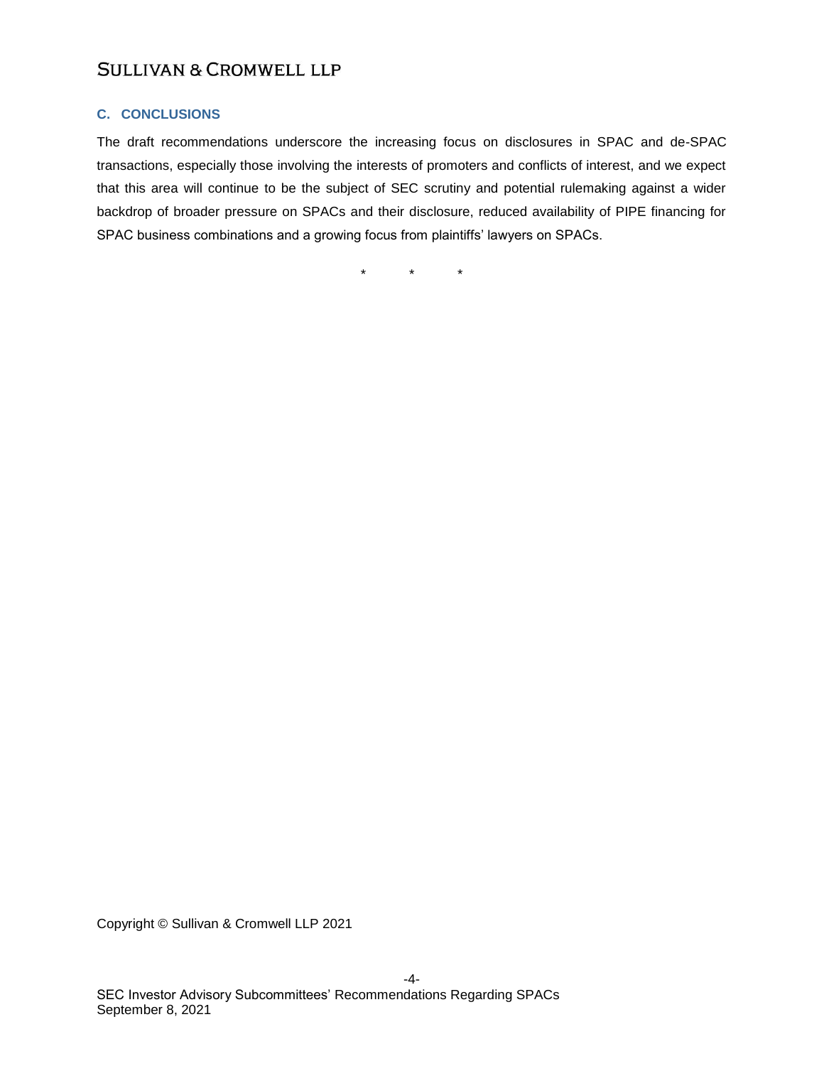### C. CONCLUSIONS

The draft recommendations underscore the increasing focus on disclosures in SPAC and de-SPAC transactions, especially those involving the interests of promoters and conflicts of interest, and we expect that this area will continue to be the subject of SEC scrutiny and potential rulemaking against a wider backdrop of broader pressure on SPACs and their disclosure, reduced availability of PIPE financing for SPAC business combinations and a growing focus from plaintiffs' lawyers on SPACs.

\*      \*      \*

Copyright © Sullivan & Cromwell LLP 2021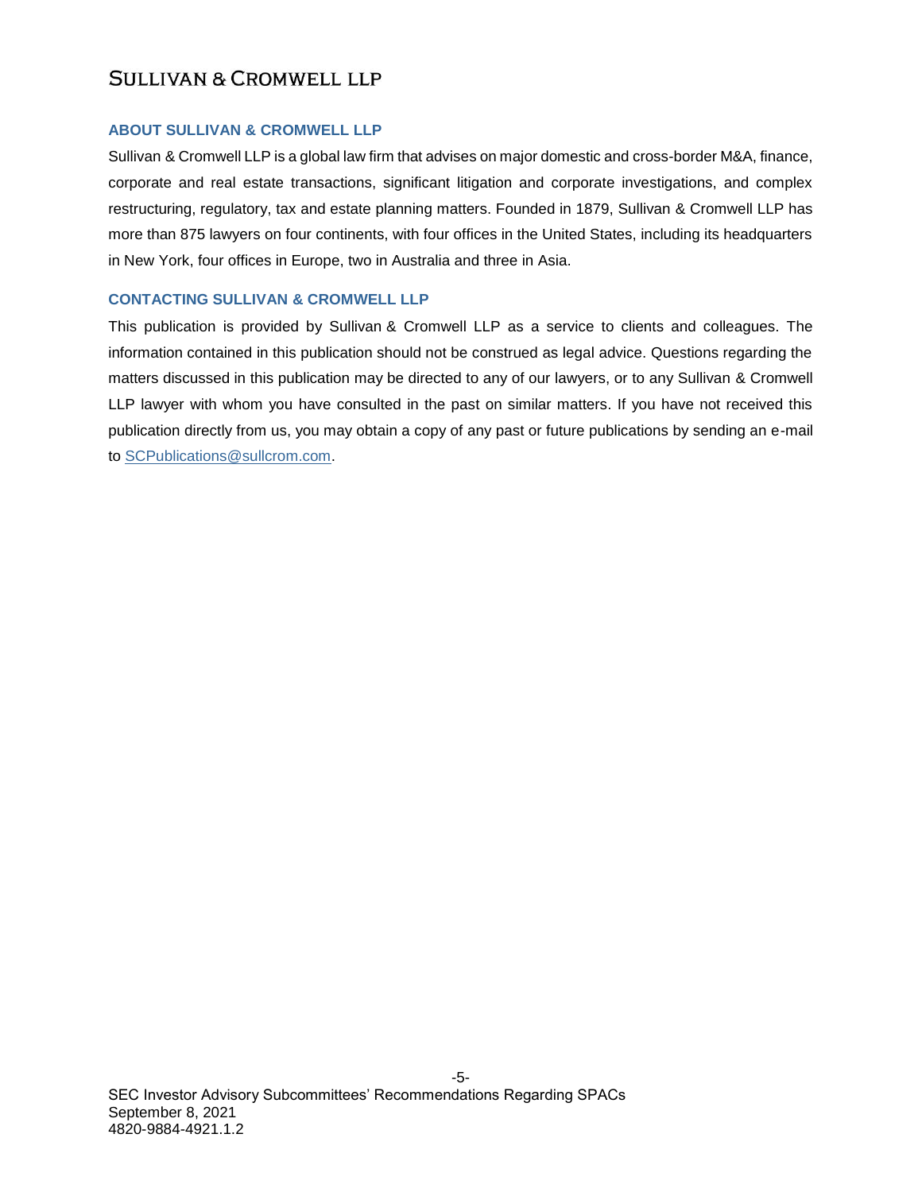## ABOUT SULLIVAN & CROMWELL LLP

Sullivan & Cromwell LLP is a global law firm that advises on major domestic and cross-border M&A, finance, corporate and real estate transactions, significant litigation and corporate investigations, and complex restructuring, regulatory, tax and estate planning matters. Founded in 1879, Sullivan & Cromwell LLP has more than 875 lawyers on four continents, with four offices in the United States, including its headquarters in New York, four offices in Europe, two in Australia and three in Asia.

## CONTACTING SULLIVAN & CROMWELL LLP

This publication is provided by Sullivan & Cromwell LLP as a service to clients and colleagues. The information contained in this publication should not be construed as legal advice. Questions regarding the matters discussed in this publication may be directed to any of our lawyers, or to any Sullivan & Cromwell LLP lawyer with whom you have consulted in the past on similar matters. If you have not received this publication directly from us, you may obtain a copy of any past or future publications by sending an e-mail to SCPublications@sullcrom.com.